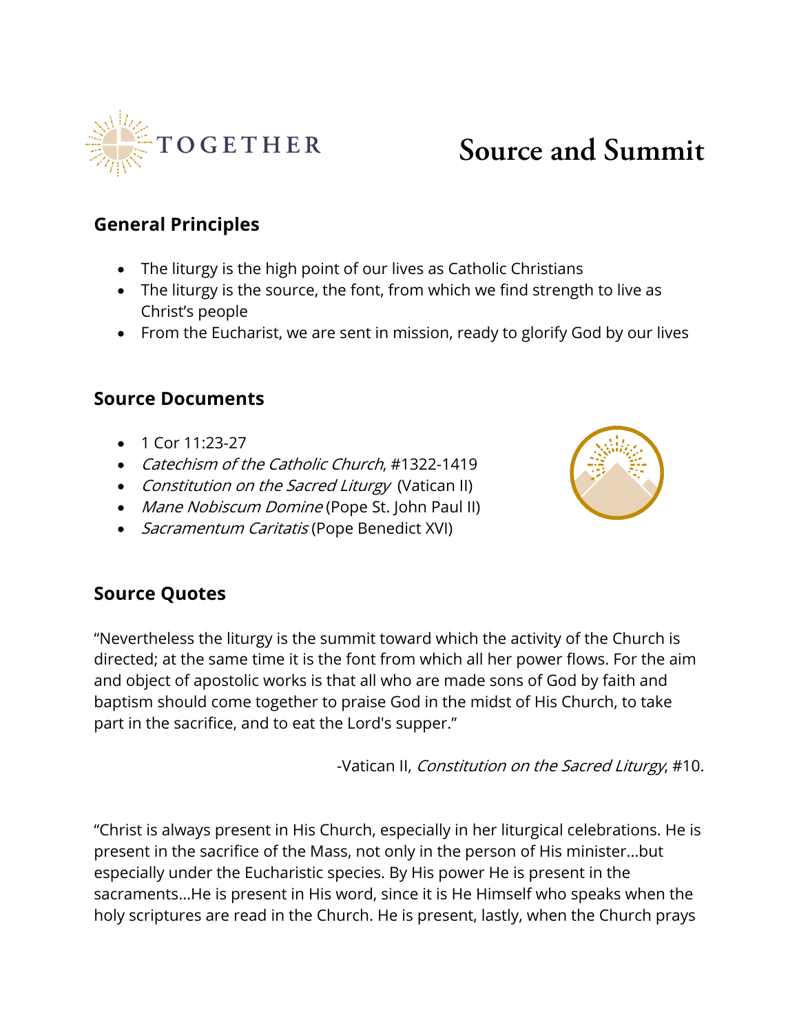TOGETHER

# Source and Summit

## General Principles

- The liturgy is the high point of our lives as Catholic Christians
- The liturgy is the source, the font, from which we find strength to live as Christ's people
- From the Eucharist, we are sent in mission, ready to glorify God by our lives

## Source Documents

- 1 Cor 11:23-27
- *Catechism of the Catholic Church*, #1322-1419
- *Constitution on the Sacred Liturgy* (Vatican II)
- *Mane Nobiscum Domine* (Pope St. John Paul II)
- *Sacramentum Caritatis* (Pope Benedict XVI)

## Source Quotes

"Nevertheless the liturgy is the summit toward which the activity of the Church is directed; at the same time it is the font from which all her power flows. For the aim and object of apostolic works is that all who are made sons of God by faith and baptism should come together to praise God in the midst of His Church, to take part in the sacrifice, and to eat the Lord's supper."

-Vatican II, *Constitution on the Sacred Liturgy*, #10.

"Christ is always present in His Church, especially in her liturgical celebrations. He is present in the sacrifice of the Mass, not only in the person of His minister…but especially under the Eucharistic species. By His power He is present in the sacraments…He is present in His word, since it is He Himself who speaks when the holy scriptures are read in the Church. He is present, lastly, when the Church prays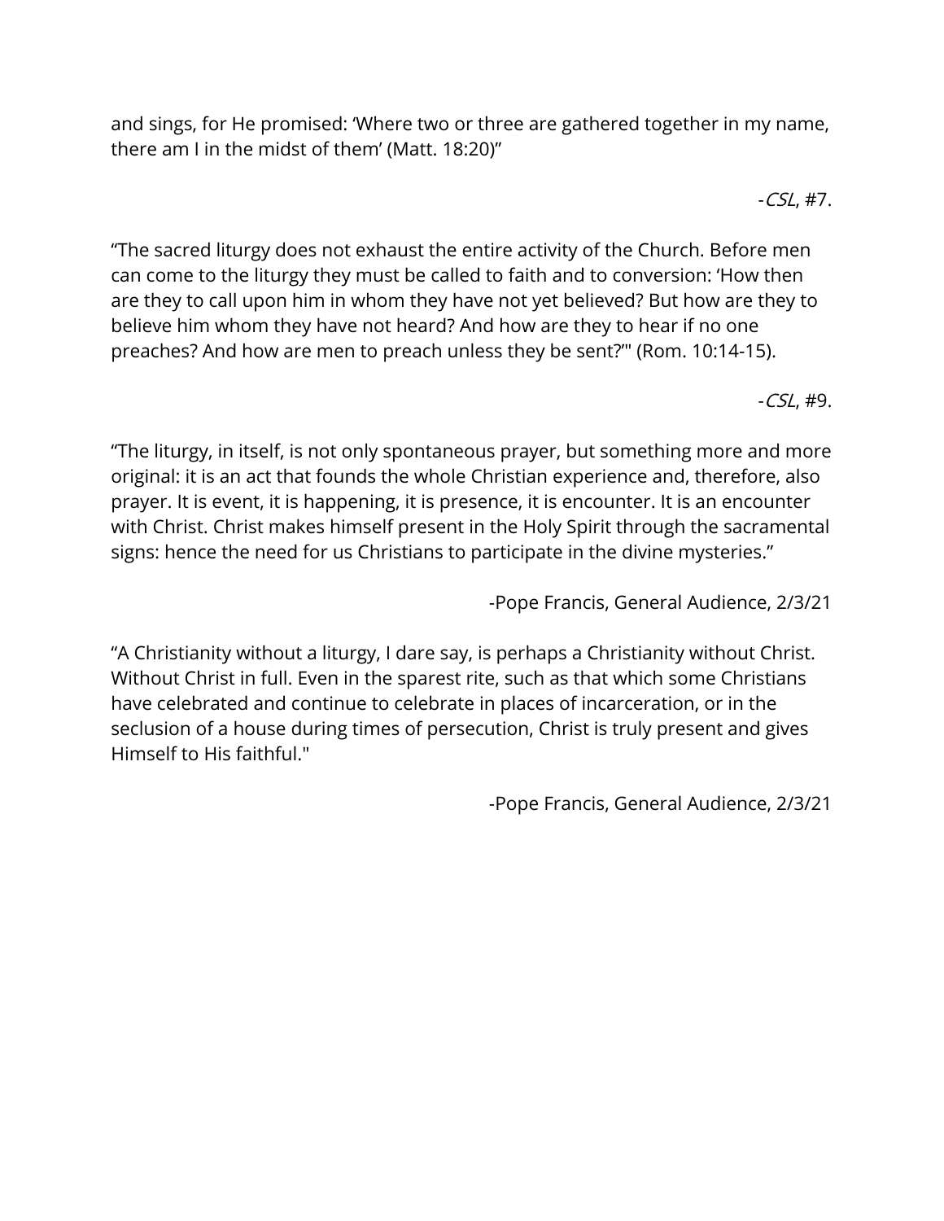and sings, for He promised: ‘Where two or three are gathered together in my name, there am I in the midst of them’ (Matt. 18:20)”

-*CSL*, #7.

“The sacred liturgy does not exhaust the entire activity of the Church. Before men can come to the liturgy they must be called to faith and to conversion: ‘How then are they to call upon him in whom they have not yet believed? But how are they to believe him whom they have not heard? And how are they to hear if no one preaches? And how are men to preach unless they be sent?’" (Rom. 10:14-15).

-*CSL*, #9.

“The liturgy, in itself, is not only spontaneous prayer, but something more and more original: it is an act that founds the whole Christian experience and, therefore, also prayer. It is event, it is happening, it is presence, it is encounter. It is an encounter with Christ. Christ makes himself present in the Holy Spirit through the sacramental signs: hence the need for us Christians to participate in the divine mysteries.”

-Pope Francis, General Audience, 2/3/21

“A Christianity without a liturgy, I dare say, is perhaps a Christianity without Christ. Without Christ in full. Even in the sparest rite, such as that which some Christians have celebrated and continue to celebrate in places of incarceration, or in the seclusion of a house during times of persecution, Christ is truly present and gives Himself to His faithful."

-Pope Francis, General Audience, 2/3/21